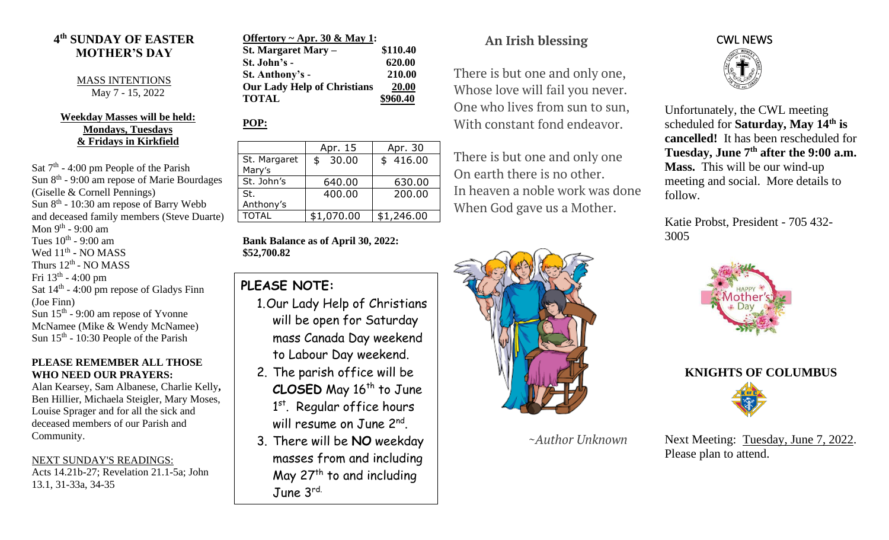## 4th SUNDAY OF EASTER
## MOTHER'S DAY

MASS INTENTIONS
May 7 - 15, 2022

**Weekday Masses will be held: Mondays, Tuesdays & Fridays in Kirkfield**

Sat 7th - 4:00 pm People of the Parish
Sun 8th - 9:00 am repose of Marie Bourdages (Giselle & Cornell Pennings)
Sun 8th - 10:30 am repose of Barry Webb and deceased family members (Steve Duarte)
Mon 9th - 9:00 am
Tues 10th - 9:00 am
Wed 11th - NO MASS
Thurs 12th - NO MASS
Fri 13th - 4:00 pm
Sat 14th - 4:00 pm repose of Gladys Finn (Joe Finn)
Sun 15th - 9:00 am repose of Yvonne McNamee (Mike & Wendy McNamee)
Sun 15th - 10:30 People of the Parish

**PLEASE REMEMBER ALL THOSE WHO NEED OUR PRAYERS:**
Alan Kearsey, Sam Albanese, Charlie Kelly, Ben Hillier, Michaela Steigler, Mary Moses, Louise Spreger and for all the sick and deceased members of our Parish and Community.

NEXT SUNDAY'S READINGS:
Acts 14.21b-27; Revelation 21.1-5a; John 13.1, 31-33a, 34-35

**Offertory ~ Apr. 30 & May 1:**

| | |
|---|---|
| **St. Margaret Mary –** | **$110.40** |
| **St. John's -** | **620.00** |
| **St. Anthony's -** | **210.00** |
| **Our Lady Help of Christians** | **20.00** |
| **TOTAL** | **$960.40** |

**POP:**

| | Apr. 15 | Apr. 30 |
|---|---|---|
| St. Margaret Mary's | $ 30.00 | $ 416.00 |
| St. John's | 640.00 | 630.00 |
| St. Anthony's | 400.00 | 200.00 |
| TOTAL | $1,070.00 | $1,246.00 |

**Bank Balance as of April 30, 2022: $52,700.82**

**PLEASE NOTE:**

1. Our Lady Help of Christians will be open for Saturday mass Canada Day weekend to Labour Day weekend.
2. The parish office will be **CLOSED** May 16th to June 1st. Regular office hours will resume on June 2nd.
3. There will be **NO** weekday masses from and including May 27th to and including June 3rd.

## An Irish blessing

There is but one and only one,
Whose love will fail you never.
One who lives from sun to sun,
With constant fond endeavor.

There is but one and only one
On earth there is no other.
In heaven a noble work was done
When God gave us a Mother.

*~Author Unknown*

## CWL NEWS

Unfortunately, the CWL meeting scheduled for **Saturday, May 14th is cancelled!** It has been rescheduled for **Tuesday, June 7th after the 9:00 a.m. Mass.** This will be our wind-up meeting and social. More details to follow.

Katie Probst, President - 705 432-3005

## KNIGHTS OF COLUMBUS

Next Meeting: Tuesday, June 7, 2022. Please plan to attend.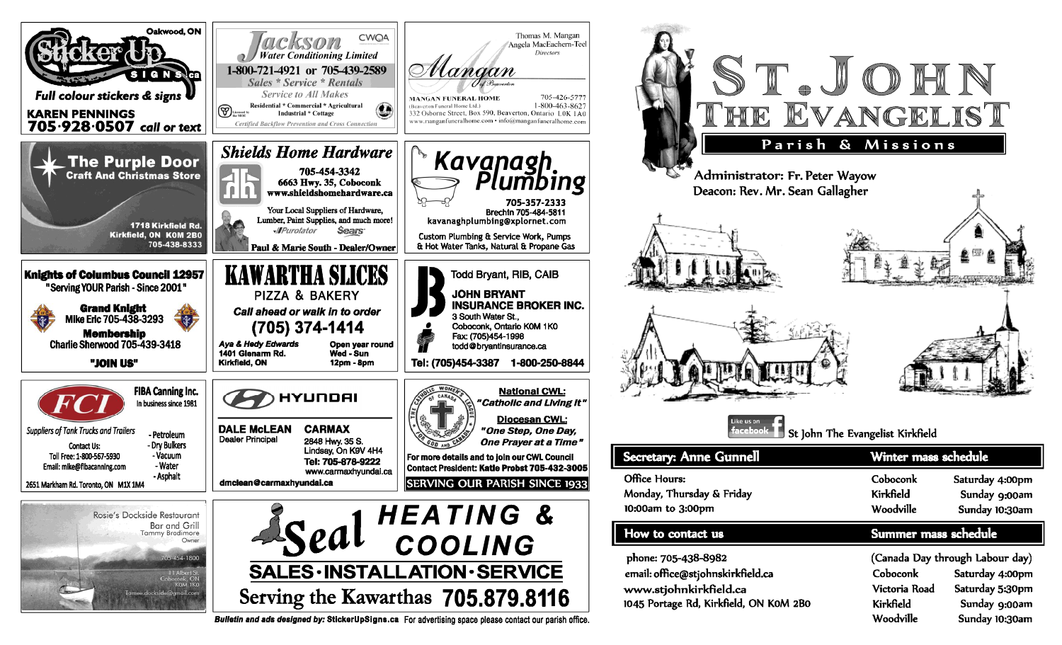Oakwood, ON

**Sticker Up SIGNS .ca**

*Full colour stickers & signs*

**KAREN PENNINGS**
**705·928·0507** *call or text*

**Jackson Water Conditioning Limited** CWQA

1-800-721-4921 or 705-439-2589

*Sales * Service * Rentals*

*Service to All Makes*

Residential * Commercial * Agricultural
Industrial * Cottage

*Certified Backflow Prevention and Cross Connection*

Thomas M. Mangan
Angela MacEachern-Teel
*Directors*

**Mangan** *of Beaverton*

MANGAN FUNERAL HOME (Beaverton Funeral Home Ltd.) 705-426-5777
1-800-463-8627
332 Osborne Street, Box 590, Beaverton, Ontario L0K 1A0
www.manganfuneralhome.com • info@manganfuneralhome.com

**The Purple Door**
**Craft And Christmas Store**

1718 Kirkfield Rd.
Kirkfield, ON K0M 2B0
705-438-8333

***Shields Home Hardware***

705-454-3342
6663 Hwy. 35, Coboconk
www.shieldshomehardware.ca

Your Local Suppliers of Hardware, Lumber, Paint Supplies, and much more!
Purolator Sears

**Paul & Marie South - Dealer/Owner**

**Kavanagh Plumbing**

705-357-2333
Brechin 705-484-5811
kavanaghplumbing@xplornet.com

Custom Plumbing & Service Work, Pumps & Hot Water Tanks, Natural & Propane Gas

**Knights of Columbus Council 12957**
"Serving YOUR Parish - Since 2001"

**Grand Knight**
Mike Eric 705-438-3293

**Membership**
Charlie Sherwood 705-439-3418

**"JOIN US"**

**KAWARTHA SLICES**
PIZZA & BAKERY

*Call ahead or walk in to order*

**(705) 374-1414**

*Aya & Hedy Edwards*
1401 Glenarm Rd.
Kirkfield, ON

*Open year round*
Wed - Sun
12pm - 8pm

Todd Bryant, RIB, CAIB

**JOHN BRYANT INSURANCE BROKER INC.**
3 South Water St.,
Coboconk, Ontario K0M 1K0
Fax: (705)454-1998
todd@bryantinsurance.ca

Tel: (705)454-3387 1-800-250-8844

**FCI** **FIBA Canning Inc.**
In business since 1981

*Suppliers of Tank Trucks and Trailers*

Contact Us:
Toll Free: 1-800-567-5930
Email: mike@fibacanning.com

- Petroleum
- Dry Bulkers
- Vacuum
- Water
- Asphalt

2651 Markham Rd. Toronto, ON M1X 1M4

**HYUNDAI**

**DALE McLEAN**
Dealer Principal

**CARMAX**
2848 Hwy. 35 S.
Lindsay, On K9V 4H4
**Tel: 705-878-9222**
www.carmaxhyundai.ca

dmclean@carmaxhyundai.ca

**National CWL:**
***"Catholic and Living It"***

**Diocesan CWL:**
***"One Step, One Day, One Prayer at a Time"***

For more details and to join our CWL Council
Contact President: Katie Probst 705-432-3005

SERVING OUR PARISH SINCE 1933

Rosie's Dockside Restaurant
Bar and Grill
Tammy Brodimore
Owner

705-454-1800

11 Albert St.
Coboconk, ON
K0M 1K0
Tames.dockside@gmail.com

**Seal HEATING & COOLING**
**SALES·INSTALLATION·SERVICE**
Serving the Kawarthas **705.879.8116**

*Bulletin and ads designed by: StickerUpSigns.ca For advertising space please contact our parish office.*

# ST. JOHN THE EVANGELIST

## Parish & Missions

Administrator: Fr. Peter Wayow
Deacon: Rev. Mr. Sean Gallagher

Like us on facebook — St John The Evangelist Kirkfield

### Secretary: Anne Gunnell

Office Hours:
Monday, Thursday & Friday
10:00am to 3:00pm

### How to contact us

phone: 705-438-8982
email: office@stjohnskirkfield.ca
www.stjohnkirkfield.ca
1045 Portage Rd, Kirkfield, ON K0M 2B0

### Winter mass schedule

| | |
|---|---|
| Coboconk | Saturday 4:00pm |
| Kirkfield | Sunday 9:00am |
| Woodville | Sunday 10:30am |

### Summer mass schedule

(Canada Day through Labour day)

| | |
|---|---|
| Coboconk | Saturday 4:00pm |
| Victoria Road | Saturday 5:30pm |
| Kirkfield | Sunday 9:00am |
| Woodville | Sunday 10:30am |